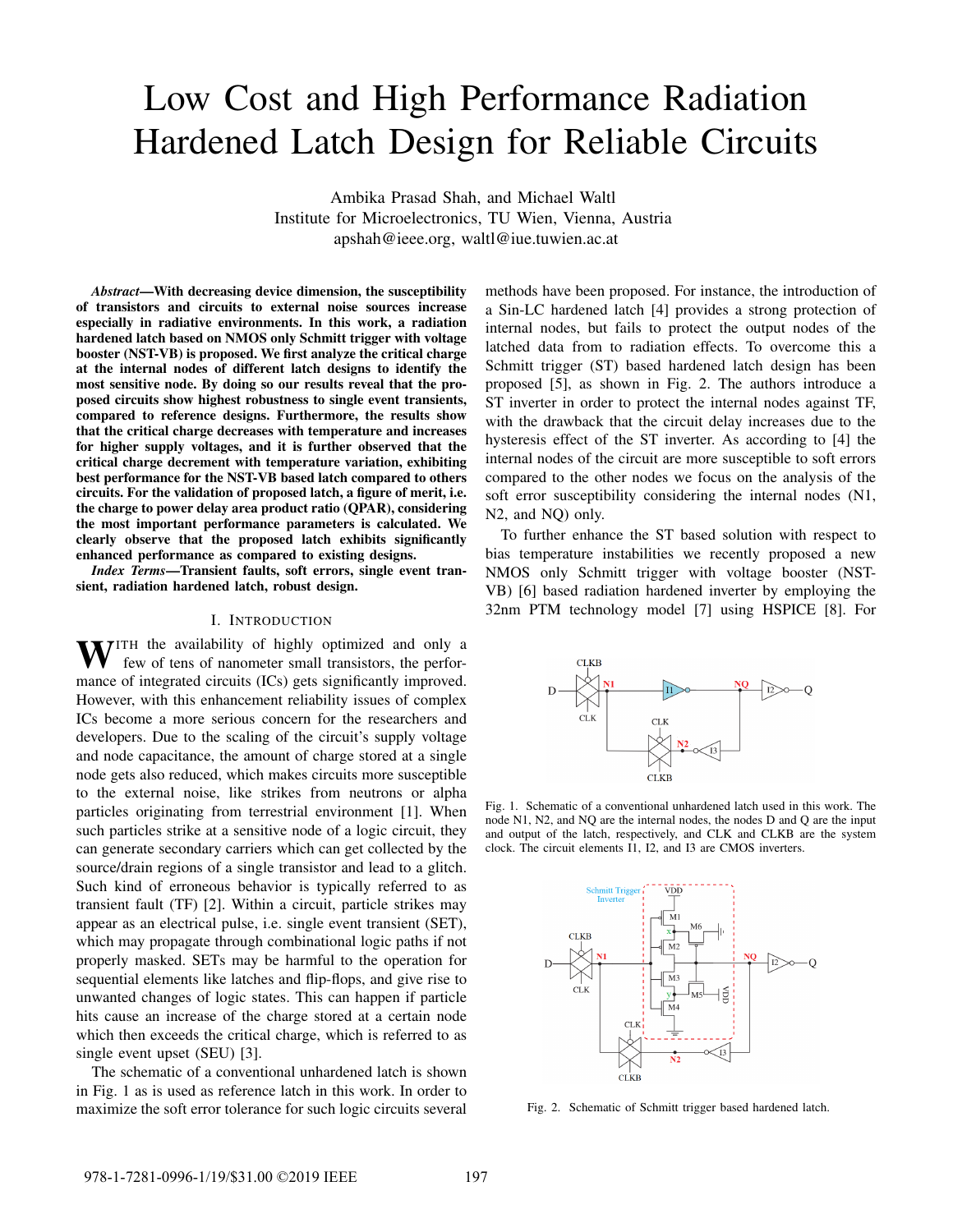# Low Cost and High Performance Radiation Hardened Latch Design for Reliable Circuits

Ambika Prasad Shah, and Michael Waltl
Institute for Microelectronics, TU Wien, Vienna, Austria
apshah@ieee.org, waltl@iue.tuwien.ac.at

***Abstract*—With decreasing device dimension, the susceptibility of transistors and circuits to external noise sources increase especially in radiative environments. In this work, a radiation hardened latch based on NMOS only Schmitt trigger with voltage booster (NST-VB) is proposed. We first analyze the critical charge at the internal nodes of different latch designs to identify the most sensitive node. By doing so our results reveal that the proposed circuits show highest robustness to single event transients, compared to reference designs. Furthermore, the results show that the critical charge decreases with temperature and increases for higher supply voltages, and it is further observed that the critical charge decrement with temperature variation, exhibiting best performance for the NST-VB based latch compared to others circuits. For the validation of proposed latch, a figure of merit, i.e. the charge to power delay area product ratio (QPAR), considering the most important performance parameters is calculated. We clearly observe that the proposed latch exhibits significantly enhanced performance as compared to existing designs.**

***Index Terms*—Transient faults, soft errors, single event transient, radiation hardened latch, robust design.**

## I. Introduction

With the availability of highly optimized and only a few of tens of nanometer small transistors, the performance of integrated circuits (ICs) gets significantly improved. However, with this enhancement reliability issues of complex ICs become a more serious concern for the researchers and developers. Due to the scaling of the circuit's supply voltage and node capacitance, the amount of charge stored at a single node gets also reduced, which makes circuits more susceptible to the external noise, like strikes from neutrons or alpha particles originating from terrestrial environment [1]. When such particles strike at a sensitive node of a logic circuit, they can generate secondary carriers which can get collected by the source/drain regions of a single transistor and lead to a glitch. Such kind of erroneous behavior is typically referred to as transient fault (TF) [2]. Within a circuit, particle strikes may appear as an electrical pulse, i.e. single event transient (SET), which may propagate through combinational logic paths if not properly masked. SETs may be harmful to the operation for sequential elements like latches and flip-flops, and give rise to unwanted changes of logic states. This can happen if particle hits cause an increase of the charge stored at a certain node which then exceeds the critical charge, which is referred to as single event upset (SEU) [3].

The schematic of a conventional unhardened latch is shown in Fig. 1 as is used as reference latch in this work. In order to maximize the soft error tolerance for such logic circuits several methods have been proposed. For instance, the introduction of a Sin-LC hardened latch [4] provides a strong protection of internal nodes, but fails to protect the output nodes of the latched data from to radiation effects. To overcome this a Schmitt trigger (ST) based hardened latch design has been proposed [5], as shown in Fig. 2. The authors introduce a ST inverter in order to protect the internal nodes against TF, with the drawback that the circuit delay increases due to the hysteresis effect of the ST inverter. As according to [4] the internal nodes of the circuit are more susceptible to soft errors compared to the other nodes we focus on the analysis of the soft error susceptibility considering the internal nodes (N1, N2, and NQ) only.

To further enhance the ST based solution with respect to bias temperature instabilities we recently proposed a new NMOS only Schmitt trigger with voltage booster (NST-VB) [6] based radiation hardened inverter by employing the 32nm PTM technology model [7] using HSPICE [8]. For

Fig. 1. Schematic of a conventional unhardened latch used in this work. The node N1, N2, and NQ are the internal nodes, the nodes D and Q are the input and output of the latch, respectively, and CLK and CLKB are the system clock. The circuit elements I1, I2, and I3 are CMOS inverters.

Fig. 2. Schematic of Schmitt trigger based hardened latch.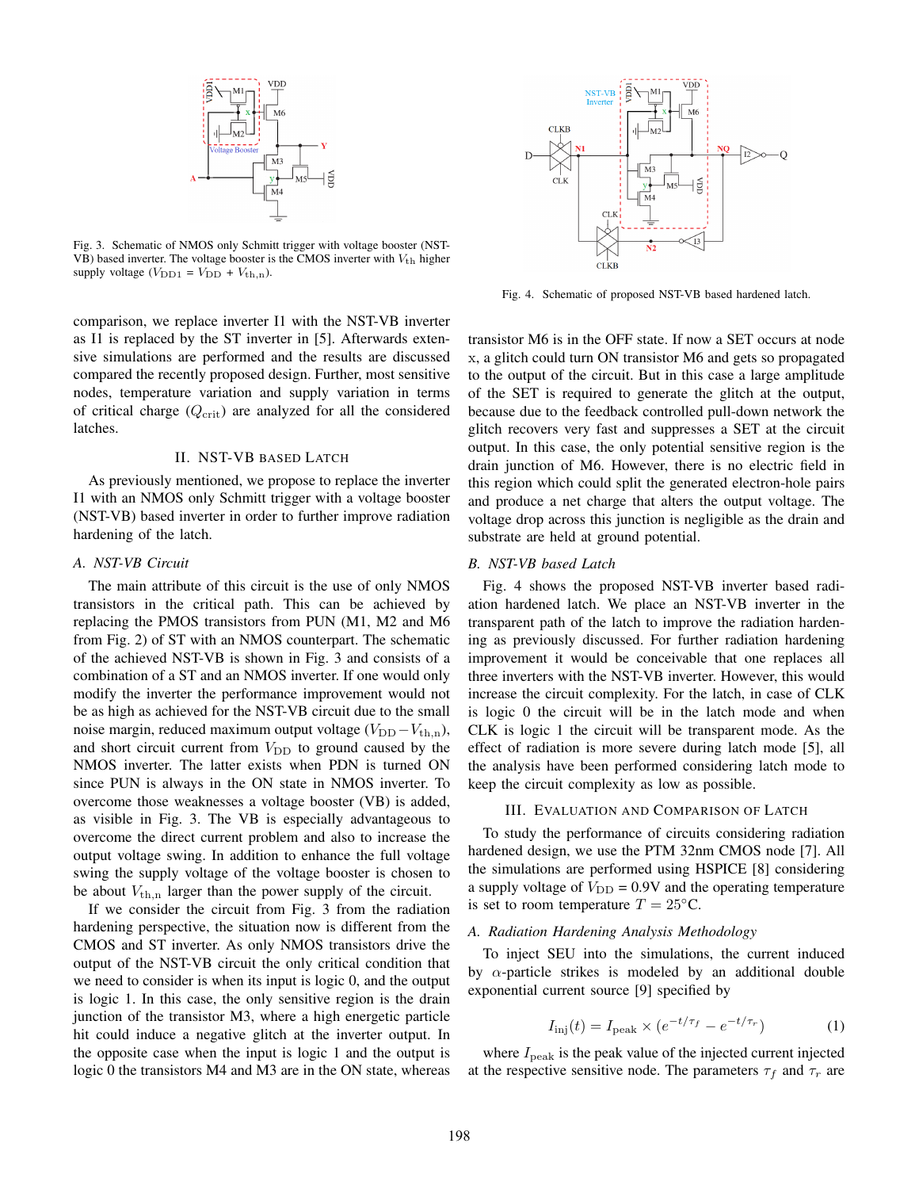Fig. 3. Schematic of NMOS only Schmitt trigger with voltage booster (NST-VB) based inverter. The voltage booster is the CMOS inverter with $V_{\rm th}$ higher supply voltage ($V_{\rm DD1}$ = $V_{\rm DD}$ + $V_{\rm th,n}$).

comparison, we replace inverter I1 with the NST-VB inverter as I1 is replaced by the ST inverter in [5]. Afterwards extensive simulations are performed and the results are discussed compared the recently proposed design. Further, most sensitive nodes, temperature variation and supply variation in terms of critical charge ($Q_{\rm crit}$) are analyzed for all the considered latches.

## II. NST-VB Based Latch

As previously mentioned, we propose to replace the inverter I1 with an NMOS only Schmitt trigger with a voltage booster (NST-VB) based inverter in order to further improve radiation hardening of the latch.

### A. NST-VB Circuit

The main attribute of this circuit is the use of only NMOS transistors in the critical path. This can be achieved by replacing the PMOS transistors from PUN (M1, M2 and M6 from Fig. 2) of ST with an NMOS counterpart. The schematic of the achieved NST-VB is shown in Fig. 3 and consists of a combination of a ST and an NMOS inverter. If one would only modify the inverter the performance improvement would not be as high as achieved for the NST-VB circuit due to the small noise margin, reduced maximum output voltage ($V_{\rm DD} - V_{\rm th,n}$), and short circuit current from $V_{\rm DD}$ to ground caused by the NMOS inverter. The latter exists when PDN is turned ON since PUN is always in the ON state in NMOS inverter. To overcome those weaknesses a voltage booster (VB) is added, as visible in Fig. 3. The VB is especially advantageous to overcome the direct current problem and also to increase the output voltage swing. In addition to enhance the full voltage swing the supply voltage of the voltage booster is chosen to be about $V_{\rm th,n}$ larger than the power supply of the circuit.

If we consider the circuit from Fig. 3 from the radiation hardening perspective, the situation now is different from the CMOS and ST inverter. As only NMOS transistors drive the output of the NST-VB circuit the only critical condition that we need to consider is when its input is logic 0, and the output is logic 1. In this case, the only sensitive region is the drain junction of the transistor M3, where a high energetic particle hit could induce a negative glitch at the inverter output. In the opposite case when the input is logic 1 and the output is logic 0 the transistors M4 and M3 are in the ON state, whereas transistor M6 is in the OFF state. If now a SET occurs at node x, a glitch could turn ON transistor M6 and gets so propagated to the output of the circuit. But in this case a large amplitude of the SET is required to generate the glitch at the output, because due to the feedback controlled pull-down network the glitch recovers very fast and suppresses a SET at the circuit output. In this case, the only potential sensitive region is the drain junction of M6. However, there is no electric field in this region which could split the generated electron-hole pairs and produce a net charge that alters the output voltage. The voltage drop across this junction is negligible as the drain and substrate are held at ground potential.

Fig. 4. Schematic of proposed NST-VB based hardened latch.

### B. NST-VB based Latch

Fig. 4 shows the proposed NST-VB inverter based radiation hardened latch. We place an NST-VB inverter in the transparent path of the latch to improve the radiation hardening as previously discussed. For further radiation hardening improvement it would be conceivable that one replaces all three inverters with the NST-VB inverter. However, this would increase the circuit complexity. For the latch, in case of CLK is logic 0 the circuit will be in the latch mode and when CLK is logic 1 the circuit will be transparent mode. As the effect of radiation is more severe during latch mode [5], all the analysis have been performed considering latch mode to keep the circuit complexity as low as possible.

## III. Evaluation and Comparison of Latch

To study the performance of circuits considering radiation hardened design, we use the PTM 32nm CMOS node [7]. All the simulations are performed using HSPICE [8] considering a supply voltage of $V_{\rm DD}$ = 0.9V and the operating temperature is set to room temperature $T = 25°$C.

### A. Radiation Hardening Analysis Methodology

To inject SEU into the simulations, the current induced by $\alpha$-particle strikes is modeled by an additional double exponential current source [9] specified by

$$I_{\rm inj}(t) = I_{\rm peak} \times (e^{-t/\tau_f} - e^{-t/\tau_r}) \tag{1}$$

where $I_{\rm peak}$ is the peak value of the injected current injected at the respective sensitive node. The parameters $\tau_f$ and $\tau_r$ are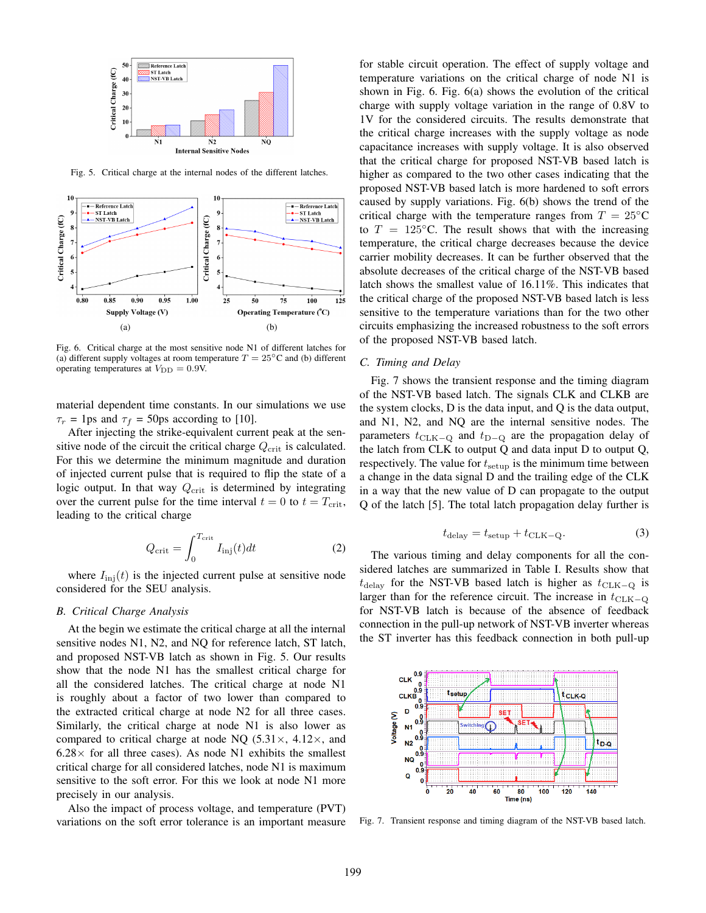Fig. 5. Critical charge at the internal nodes of the different latches.

Fig. 6. Critical charge at the most sensitive node N1 of different latches for (a) different supply voltages at room temperature $T = 25°$C and (b) different operating temperatures at $V_{\mathrm{DD}} = 0.9$V.

material dependent time constants. In our simulations we use $\tau_r$ = 1ps and $\tau_f$ = 50ps according to [10].

After injecting the strike-equivalent current peak at the sensitive node of the circuit the critical charge $Q_{\mathrm{crit}}$ is calculated. For this we determine the minimum magnitude and duration of injected current pulse that is required to flip the state of a logic output. In that way $Q_{\mathrm{crit}}$ is determined by integrating over the current pulse for the time interval $t = 0$ to $t = T_{\mathrm{crit}}$, leading to the critical charge

$$Q_{\mathrm{crit}} = \int_{0}^{T_{\mathrm{crit}}} I_{\mathrm{inj}}(t)dt \tag{2}$$

where $I_{\mathrm{inj}}(t)$ is the injected current pulse at sensitive node considered for the SEU analysis.

### *B. Critical Charge Analysis*

At the begin we estimate the critical charge at all the internal sensitive nodes N1, N2, and NQ for reference latch, ST latch, and proposed NST-VB latch as shown in Fig. 5. Our results show that the node N1 has the smallest critical charge for all the considered latches. The critical charge at node N1 is roughly about a factor of two lower than compared to the extracted critical charge at node N2 for all three cases. Similarly, the critical charge at node N1 is also lower as compared to critical charge at node NQ (5.31×, 4.12×, and 6.28× for all three cases). As node N1 exhibits the smallest critical charge for all considered latches, node N1 is maximum sensitive to the soft error. For this we look at node N1 more precisely in our analysis.

Also the impact of process voltage, and temperature (PVT) variations on the soft error tolerance is an important measure for stable circuit operation. The effect of supply voltage and temperature variations on the critical charge of node N1 is shown in Fig. 6. Fig. 6(a) shows the evolution of the critical charge with supply voltage variation in the range of 0.8V to 1V for the considered circuits. The results demonstrate that the critical charge increases with the supply voltage as node capacitance increases with supply voltage. It is also observed that the critical charge for proposed NST-VB based latch is higher as compared to the two other cases indicating that the proposed NST-VB based latch is more hardened to soft errors caused by supply variations. Fig. 6(b) shows the trend of the critical charge with the temperature ranges from $T = 25°$C to $T = 125°$C. The result shows that with the increasing temperature, the critical charge decreases because the device carrier mobility decreases. It can be further observed that the absolute decreases of the critical charge of the NST-VB based latch shows the smallest value of 16.11%. This indicates that the critical charge of the proposed NST-VB based latch is less sensitive to the temperature variations than for the two other circuits emphasizing the increased robustness to the soft errors of the proposed NST-VB based latch.

### *C. Timing and Delay*

Fig. 7 shows the transient response and the timing diagram of the NST-VB based latch. The signals CLK and CLKB are the system clocks, D is the data input, and Q is the data output, and N1, N2, and NQ are the internal sensitive nodes. The parameters $t_{\mathrm{CLK-Q}}$ and $t_{\mathrm{D-Q}}$ are the propagation delay of the latch from CLK to output Q and data input D to output Q, respectively. The value for $t_{\mathrm{setup}}$ is the minimum time between a change in the data signal D and the trailing edge of the CLK in a way that the new value of D can propagate to the output Q of the latch [5]. The total latch propagation delay further is

$$t_{\mathrm{delay}} = t_{\mathrm{setup}} + t_{\mathrm{CLK-Q}}. \tag{3}$$

The various timing and delay components for all the considered latches are summarized in Table I. Results show that $t_{\mathrm{delay}}$ for the NST-VB based latch is higher as $t_{\mathrm{CLK-Q}}$ is larger than for the reference circuit. The increase in $t_{\mathrm{CLK-Q}}$ for NST-VB latch is because of the absence of feedback connection in the pull-up network of NST-VB inverter whereas the ST inverter has this feedback connection in both pull-up

Fig. 7. Transient response and timing diagram of the NST-VB based latch.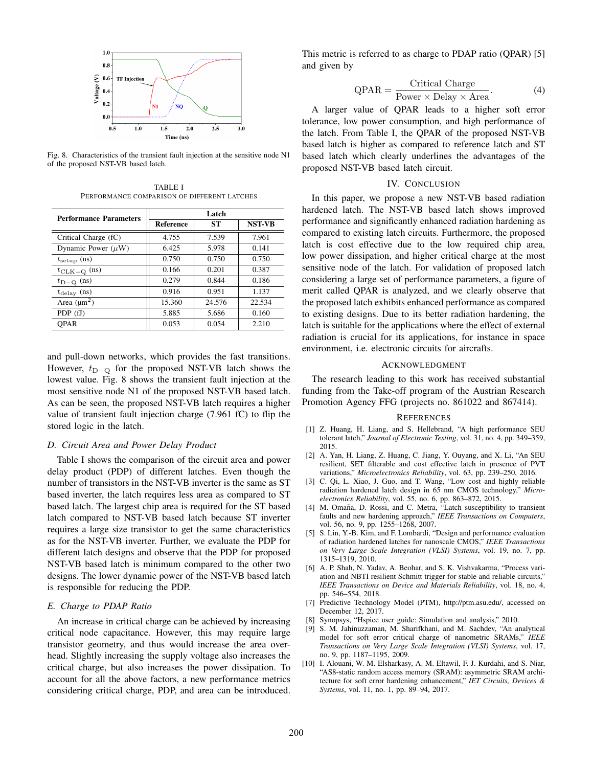1.0
0.8
0.6
0.4
0.2
0.0
Voltage (V)
TF Injection
N1
NQ
Q
0.5 1.0 1.5 2.0 2.5 3.0
Time (ns)

Fig. 8. Characteristics of the transient fault injection at the sensitive node N1 of the proposed NST-VB based latch.

TABLE I
PERFORMANCE COMPARISON OF DIFFERENT LATCHES

| Performance Parameters | Latch | | |
|---|---|---|---|
| | Reference | ST | NST-VB |
| Critical Charge (fC) | 4.755 | 7.539 | 7.961 |
| Dynamic Power ($\mu$W) | 6.425 | 5.978 | 0.141 |
| $t_{\text{setup}}$ (ns) | 0.750 | 0.750 | 0.750 |
| $t_{\text{CLK}-\text{Q}}$ (ns) | 0.166 | 0.201 | 0.387 |
| $t_{\text{D}-\text{Q}}$ (ns) | 0.279 | 0.844 | 0.186 |
| $t_{\text{delay}}$ (ns) | 0.916 | 0.951 | 1.137 |
| Area (μm$^2$) | 15.360 | 24.576 | 22.534 |
| PDP (fJ) | 5.885 | 5.686 | 0.160 |
| QPAR | 0.053 | 0.054 | 2.210 |

and pull-down networks, which provides the fast transitions. However, $t_{\text{D}-\text{Q}}$ for the proposed NST-VB latch shows the lowest value. Fig. 8 shows the transient fault injection at the most sensitive node N1 of the proposed NST-VB based latch. As can be seen, the proposed NST-VB latch requires a higher value of transient fault injection charge (7.961 fC) to flip the stored logic in the latch.

### *D. Circuit Area and Power Delay Product*

Table I shows the comparison of the circuit area and power delay product (PDP) of different latches. Even though the number of transistors in the NST-VB inverter is the same as ST based inverter, the latch requires less area as compared to ST based latch. The largest chip area is required for the ST based latch compared to NST-VB based latch because ST inverter requires a large size transistor to get the same characteristics as for the NST-VB inverter. Further, we evaluate the PDP for different latch designs and observe that the PDP for proposed NST-VB based latch is minimum compared to the other two designs. The lower dynamic power of the NST-VB based latch is responsible for reducing the PDP.

### *E. Charge to PDAP Ratio*

An increase in critical charge can be achieved by increasing critical node capacitance. However, this may require large transistor geometry, and thus would increase the area overhead. Slightly increasing the supply voltage also increases the critical charge, but also increases the power dissipation. To account for all the above factors, a new performance metrics considering critical charge, PDP, and area can be introduced. This metric is referred to as charge to PDAP ratio (QPAR) [5] and given by

$$\text{QPAR} = \frac{\text{Critical Charge}}{\text{Power} \times \text{Delay} \times \text{Area}}. \tag{4}$$

A larger value of QPAR leads to a higher soft error tolerance, low power consumption, and high performance of the latch. From Table I, the QPAR of the proposed NST-VB based latch is higher as compared to reference latch and ST based latch which clearly underlines the advantages of the proposed NST-VB based latch circuit.

## IV. CONCLUSION

In this paper, we propose a new NST-VB based radiation hardened latch. The NST-VB based latch shows improved performance and significantly enhanced radiation hardening as compared to existing latch circuits. Furthermore, the proposed latch is cost effective due to the low required chip area, low power dissipation, and higher critical charge at the most sensitive node of the latch. For validation of proposed latch considering a large set of performance parameters, a figure of merit called QPAR is analyzed, and we clearly observe that the proposed latch exhibits enhanced performance as compared to existing designs. Due to its better radiation hardening, the latch is suitable for the applications where the effect of external radiation is crucial for its applications, for instance in space environment, i.e. electronic circuits for aircrafts.

## ACKNOWLEDGMENT

The research leading to this work has received substantial funding from the Take-off program of the Austrian Research Promotion Agency FFG (projects no. 861022 and 867414).

## REFERENCES

[1] Z. Huang, H. Liang, and S. Hellebrand, "A high performance SEU tolerant latch," *Journal of Electronic Testing*, vol. 31, no. 4, pp. 349–359, 2015.

[2] A. Yan, H. Liang, Z. Huang, C. Jiang, Y. Ouyang, and X. Li, "An SEU resilient, SET filterable and cost effective latch in presence of PVT variations," *Microelectronics Reliability*, vol. 63, pp. 239–250, 2016.

[3] C. Qi, L. Xiao, J. Guo, and T. Wang, "Low cost and highly reliable radiation hardened latch design in 65 nm CMOS technology," *Microelectronics Reliability*, vol. 55, no. 6, pp. 863–872, 2015.

[4] M. Omaña, D. Rossi, and C. Metra, "Latch susceptibility to transient faults and new hardening approach," *IEEE Transactions on Computers*, vol. 56, no. 9, pp. 1255–1268, 2007.

[5] S. Lin, Y.-B. Kim, and F. Lombardi, "Design and performance evaluation of radiation hardened latches for nanoscale CMOS," *IEEE Transactions on Very Large Scale Integration (VLSI) Systems*, vol. 19, no. 7, pp. 1315–1319, 2010.

[6] A. P. Shah, N. Yadav, A. Beohar, and S. K. Vishvakarma, "Process variation and NBTI resilient Schmitt trigger for stable and reliable circuits," *IEEE Transactions on Device and Materials Reliability*, vol. 18, no. 4, pp. 546–554, 2018.

[7] Predictive Technology Model (PTM), http://ptm.asu.edu/, accessed on December 12, 2017.

[8] Synopsys, "Hspice user guide: Simulation and analysis," 2010.

[9] S. M. Jahinuzzaman, M. Sharifkhani, and M. Sachdev, "An analytical model for soft error critical charge of nanometric SRAMs," *IEEE Transactions on Very Large Scale Integration (VLSI) Systems*, vol. 17, no. 9, pp. 1187–1195, 2009.

[10] I. Alouani, W. M. Elsharkasy, A. M. Eltawil, F. J. Kurdahi, and S. Niar, "AS8-static random access memory (SRAM): asymmetric SRAM architecture for soft error hardening enhancement," *IET Circuits, Devices & Systems*, vol. 11, no. 1, pp. 89–94, 2017.